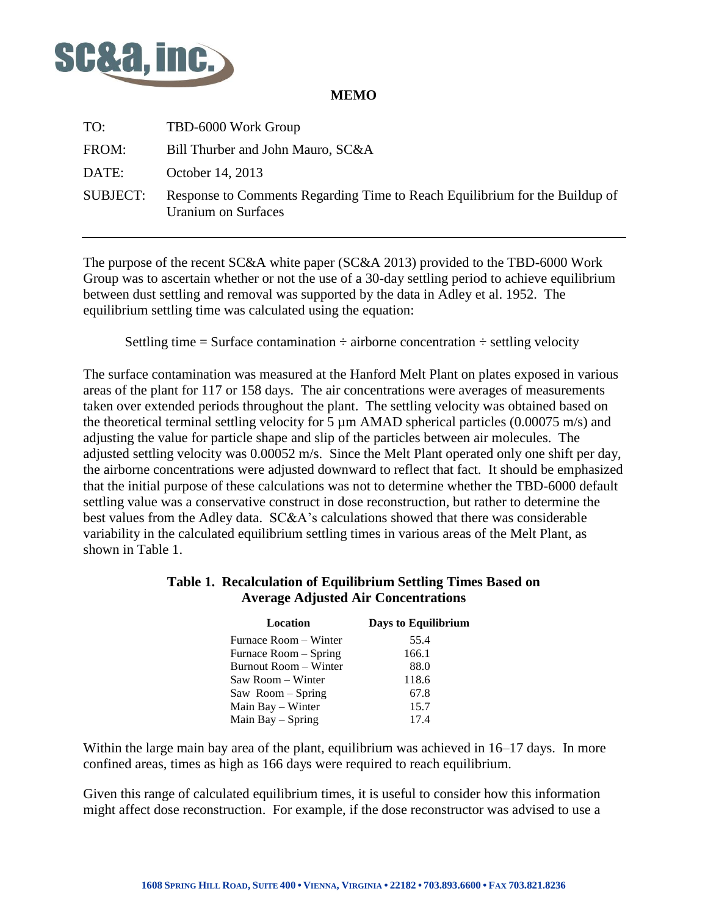# MEMO

| | |
|---|---|
| TO: | TBD-6000 Work Group |
| FROM: | Bill Thurber and John Mauro, SC&A |
| DATE: | October 14, 2013 |
| SUBJECT: | Response to Comments Regarding Time to Reach Equilibrium for the Buildup of Uranium on Surfaces |

The purpose of the recent SC&A white paper (SC&A 2013) provided to the TBD-6000 Work Group was to ascertain whether or not the use of a 30-day settling period to achieve equilibrium between dust settling and removal was supported by the data in Adley et al. 1952. The equilibrium settling time was calculated using the equation:

Settling time = Surface contamination ÷ airborne concentration ÷ settling velocity

The surface contamination was measured at the Hanford Melt Plant on plates exposed in various areas of the plant for 117 or 158 days. The air concentrations were averages of measurements taken over extended periods throughout the plant. The settling velocity was obtained based on the theoretical terminal settling velocity for 5 µm AMAD spherical particles (0.00075 m/s) and adjusting the value for particle shape and slip of the particles between air molecules. The adjusted settling velocity was 0.00052 m/s. Since the Melt Plant operated only one shift per day, the airborne concentrations were adjusted downward to reflect that fact. It should be emphasized that the initial purpose of these calculations was not to determine whether the TBD-6000 default settling value was a conservative construct in dose reconstruction, but rather to determine the best values from the Adley data. SC&A's calculations showed that there was considerable variability in the calculated equilibrium settling times in various areas of the Melt Plant, as shown in Table 1.

**Table 1. Recalculation of Equilibrium Settling Times Based on Average Adjusted Air Concentrations**

| Location | Days to Equilibrium |
|---|---|
| Furnace Room – Winter | 55.4 |
| Furnace Room – Spring | 166.1 |
| Burnout Room – Winter | 88.0 |
| Saw Room – Winter | 118.6 |
| Saw Room – Spring | 67.8 |
| Main Bay – Winter | 15.7 |
| Main Bay – Spring | 17.4 |

Within the large main bay area of the plant, equilibrium was achieved in 16–17 days. In more confined areas, times as high as 166 days were required to reach equilibrium.

Given this range of calculated equilibrium times, it is useful to consider how this information might affect dose reconstruction. For example, if the dose reconstructor was advised to use a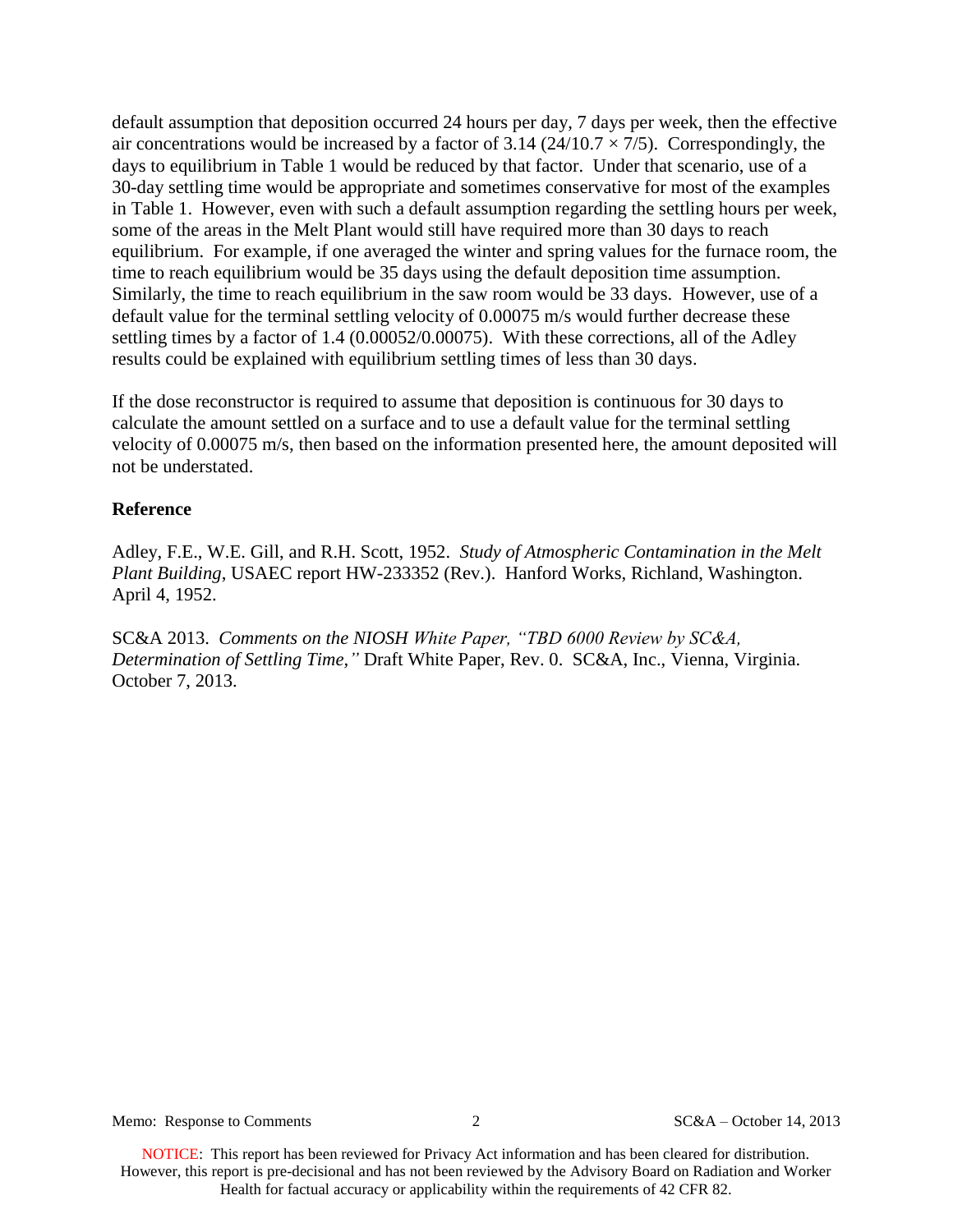default assumption that deposition occurred 24 hours per day, 7 days per week, then the effective air concentrations would be increased by a factor of 3.14 ($24/10.7 \times 7/5$). Correspondingly, the days to equilibrium in Table 1 would be reduced by that factor. Under that scenario, use of a 30-day settling time would be appropriate and sometimes conservative for most of the examples in Table 1. However, even with such a default assumption regarding the settling hours per week, some of the areas in the Melt Plant would still have required more than 30 days to reach equilibrium. For example, if one averaged the winter and spring values for the furnace room, the time to reach equilibrium would be 35 days using the default deposition time assumption. Similarly, the time to reach equilibrium in the saw room would be 33 days. However, use of a default value for the terminal settling velocity of 0.00075 m/s would further decrease these settling times by a factor of 1.4 (0.00052/0.00075). With these corrections, all of the Adley results could be explained with equilibrium settling times of less than 30 days.

If the dose reconstructor is required to assume that deposition is continuous for 30 days to calculate the amount settled on a surface and to use a default value for the terminal settling velocity of 0.00075 m/s, then based on the information presented here, the amount deposited will not be understated.

## Reference

Adley, F.E., W.E. Gill, and R.H. Scott, 1952. *Study of Atmospheric Contamination in the Melt Plant Building*, USAEC report HW-233352 (Rev.). Hanford Works, Richland, Washington. April 4, 1952.

SC&A 2013. *Comments on the NIOSH White Paper, "TBD 6000 Review by SC&A, Determination of Settling Time,"* Draft White Paper, Rev. 0. SC&A, Inc., Vienna, Virginia. October 7, 2013.

NOTICE: This report has been reviewed for Privacy Act information and has been cleared for distribution. However, this report is pre-decisional and has not been reviewed by the Advisory Board on Radiation and Worker Health for factual accuracy or applicability within the requirements of 42 CFR 82.